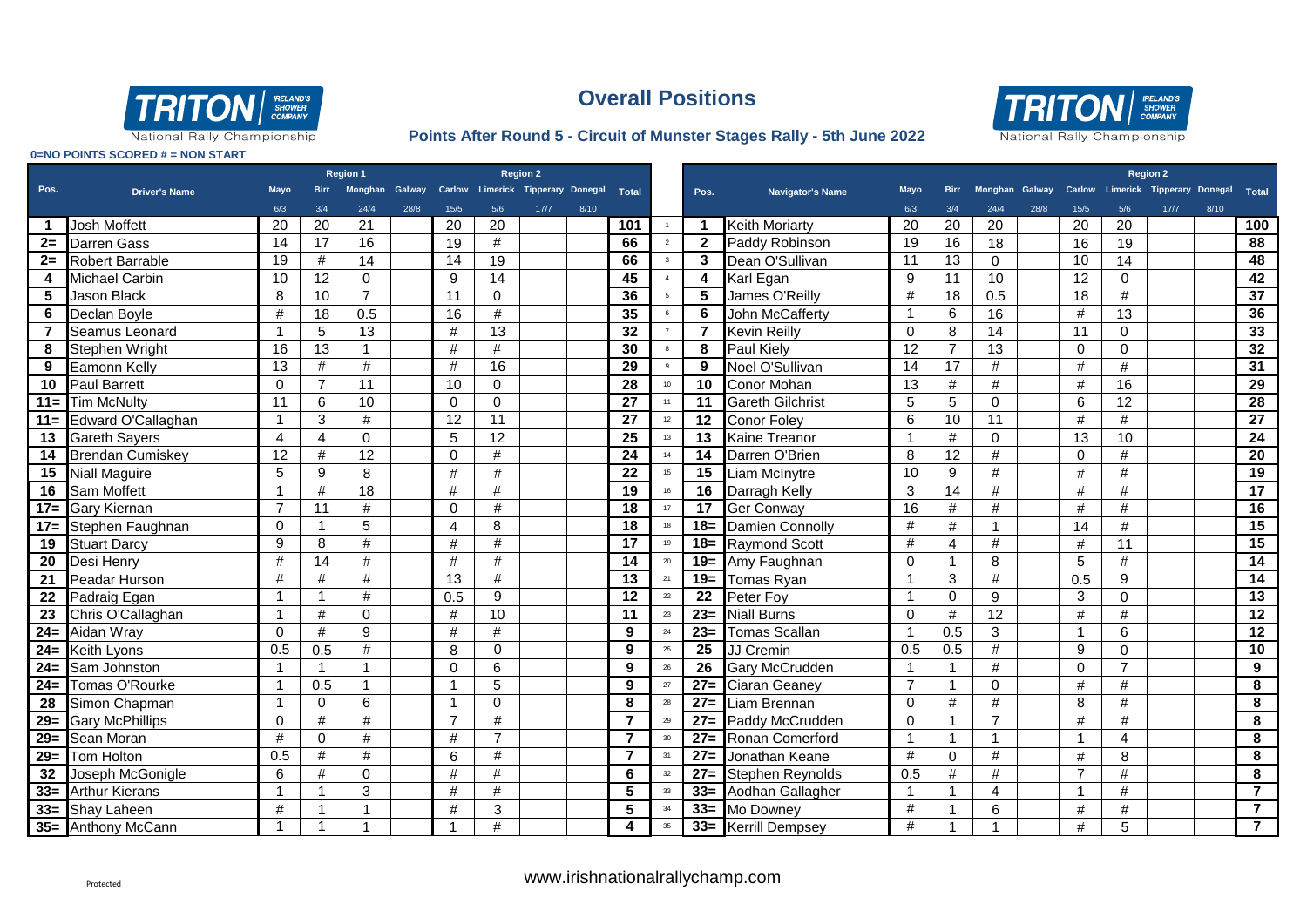# Overall Positions

**Points After Round 5 - Circuit of Munster Stages Rally - 5th June 2022**

TRITON National Rally Championship

0=NO POINTS SCORED # = NON START

| Pos. | Driver's Name | Mayo | Birr | Monghan | Galway | Carlow | Limerick | Tipperary | Donegal | Total |
|---|---|---|---|---|---|---|---|---|---|---|
| | | Region 1 | | | | Region 2 | | | | |
| | | 6/3 | 3/4 | 24/4 | 28/8 | 15/5 | 5/6 | 17/7 | 8/10 | |
| 1 | Josh Moffett | 20 | 20 | 21 | | 20 | 20 | | | 101 |
| 2= | Darren Gass | 14 | 17 | 16 | | 19 | # | | | 66 |
| 2= | Robert Barrable | 19 | # | 14 | | 14 | 19 | | | 66 |
| 4 | Michael Carbin | 10 | 12 | 0 | | 9 | 14 | | | 45 |
| 5 | Jason Black | 8 | 10 | 7 | | 11 | 0 | | | 36 |
| 6 | Declan Boyle | # | 18 | 0.5 | | 16 | # | | | 35 |
| 7 | Seamus Leonard | 1 | 5 | 13 | | # | 13 | | | 32 |
| 8 | Stephen Wright | 16 | 13 | 1 | | # | # | | | 30 |
| 9 | Eamonn Kelly | 13 | # | # | | # | 16 | | | 29 |
| 10 | Paul Barrett | 0 | 7 | 11 | | 10 | 0 | | | 28 |
| 11= | Tim McNulty | 11 | 6 | 10 | | 0 | 0 | | | 27 |
| 11= | Edward O'Callaghan | 1 | 3 | # | | 12 | 11 | | | 27 |
| 13 | Gareth Sayers | 4 | 4 | 0 | | 5 | 12 | | | 25 |
| 14 | Brendan Cumiskey | 12 | # | 12 | | 0 | # | | | 24 |
| 15 | Niall Maguire | 5 | 9 | 8 | | # | # | | | 22 |
| 16 | Sam Moffett | 1 | # | 18 | | # | # | | | 19 |
| 17= | Gary Kiernan | 7 | 11 | # | | 0 | # | | | 18 |
| 17= | Stephen Faughnan | 0 | 1 | 5 | | 4 | 8 | | | 18 |
| 19 | Stuart Darcy | 9 | 8 | # | | # | # | | | 17 |
| 20 | Desi Henry | # | 14 | # | | # | # | | | 14 |
| 21 | Peadar Hurson | # | # | # | | 13 | # | | | 13 |
| 22 | Padraig Egan | 1 | 1 | # | | 0.5 | 9 | | | 12 |
| 23 | Chris O'Callaghan | 1 | # | 0 | | # | 10 | | | 11 |
| 24= | Aidan Wray | 0 | # | 9 | | # | # | | | 9 |
| 24= | Keith Lyons | 0.5 | 0.5 | # | | 8 | 0 | | | 9 |
| 24= | Sam Johnston | 1 | 1 | 1 | | 0 | 6 | | | 9 |
| 24= | Tomas O'Rourke | 1 | 0.5 | 1 | | 1 | 5 | | | 9 |
| 28 | Simon Chapman | 1 | 0 | 6 | | 1 | 0 | | | 8 |
| 29= | Gary McPhillips | 0 | # | # | | 7 | # | | | 7 |
| 29= | Sean Moran | # | 0 | # | | # | 7 | | | 7 |
| 29= | Tom Holton | 0.5 | # | # | | 6 | # | | | 7 |
| 32 | Joseph McGonigle | 6 | # | 0 | | # | # | | | 6 |
| 33= | Arthur Kierans | 1 | 1 | 3 | | # | # | | | 5 |
| 33= | Shay Laheen | # | 1 | 1 | | # | 3 | | | 5 |
| 35= | Anthony McCann | 1 | 1 | 1 | | 1 | # | | | 4 |

| Pos. | Navigator's Name | Mayo | Birr | Monghan | Galway | Carlow | Limerick | Tipperary | Donegal | Total |
|---|---|---|---|---|---|---|---|---|---|---|
| | | | | | | Region 2 | | | | |
| | | 6/3 | 3/4 | 24/4 | 28/8 | 15/5 | 5/6 | 17/7 | 8/10 | |
| 1 | Keith Moriarty | 20 | 20 | 20 | | 20 | 20 | | | 100 |
| 2 | Paddy Robinson | 19 | 16 | 18 | | 16 | 19 | | | 88 |
| 3 | Dean O'Sullivan | 11 | 13 | 0 | | 10 | 14 | | | 48 |
| 4 | Karl Egan | 9 | 11 | 10 | | 12 | 0 | | | 42 |
| 5 | James O'Reilly | # | 18 | 0.5 | | 18 | # | | | 37 |
| 6 | John McCafferty | 1 | 6 | 16 | | # | 13 | | | 36 |
| 7 | Kevin Reilly | 0 | 8 | 14 | | 11 | 0 | | | 33 |
| 8 | Paul Kiely | 12 | 7 | 13 | | 0 | 0 | | | 32 |
| 9 | Noel O'Sullivan | 14 | 17 | # | | # | # | | | 31 |
| 10 | Conor Mohan | 13 | # | # | | # | 16 | | | 29 |
| 11 | Gareth Gilchrist | 5 | 5 | 0 | | 6 | 12 | | | 28 |
| 12 | Conor Foley | 6 | 10 | 11 | | # | # | | | 27 |
| 13 | Kaine Treanor | 1 | # | 0 | | 13 | 10 | | | 24 |
| 14 | Darren O'Brien | 8 | 12 | # | | 0 | # | | | 20 |
| 15 | Liam McInytre | 10 | 9 | # | | # | # | | | 19 |
| 16 | Darragh Kelly | 3 | 14 | # | | # | # | | | 17 |
| 17 | Ger Conway | 16 | # | # | | # | # | | | 16 |
| 18= | Damien Connolly | # | # | 1 | | 14 | # | | | 15 |
| 18= | Raymond Scott | # | 4 | # | | # | 11 | | | 15 |
| 19= | Amy Faughnan | 0 | 1 | 8 | | 5 | # | | | 14 |
| 19= | Tomas Ryan | 1 | 3 | # | | 0.5 | 9 | | | 14 |
| 22 | Peter Foy | 1 | 0 | 9 | | 3 | 0 | | | 13 |
| 23= | Niall Burns | 0 | # | 12 | | # | # | | | 12 |
| 23= | Tomas Scallan | 1 | 0.5 | 3 | | 1 | 6 | | | 12 |
| 25 | JJ Cremin | 0.5 | 0.5 | # | | 9 | 0 | | | 10 |
| 26 | Gary McCrudden | 1 | 1 | # | | 0 | 7 | | | 9 |
| 27= | Ciaran Geaney | 7 | 1 | 0 | | # | # | | | 8 |
| 27= | Liam Brennan | 0 | # | # | | 8 | # | | | 8 |
| 27= | Paddy McCrudden | 0 | 1 | 7 | | # | # | | | 8 |
| 27= | Ronan Comerford | 1 | 1 | 1 | | 1 | 4 | | | 8 |
| 27= | Jonathan Keane | # | 0 | # | | # | 8 | | | 8 |
| 27= | Stephen Reynolds | 0.5 | # | # | | 7 | # | | | 8 |
| 33= | Aodhan Gallagher | 1 | 1 | 4 | | 1 | # | | | 7 |
| 33= | Mo Downey | # | 1 | 6 | | # | # | | | 7 |
| 33= | Kerrill Dempsey | # | 1 | 1 | | # | 5 | | | 7 |

www.irishnationalrallychamp.com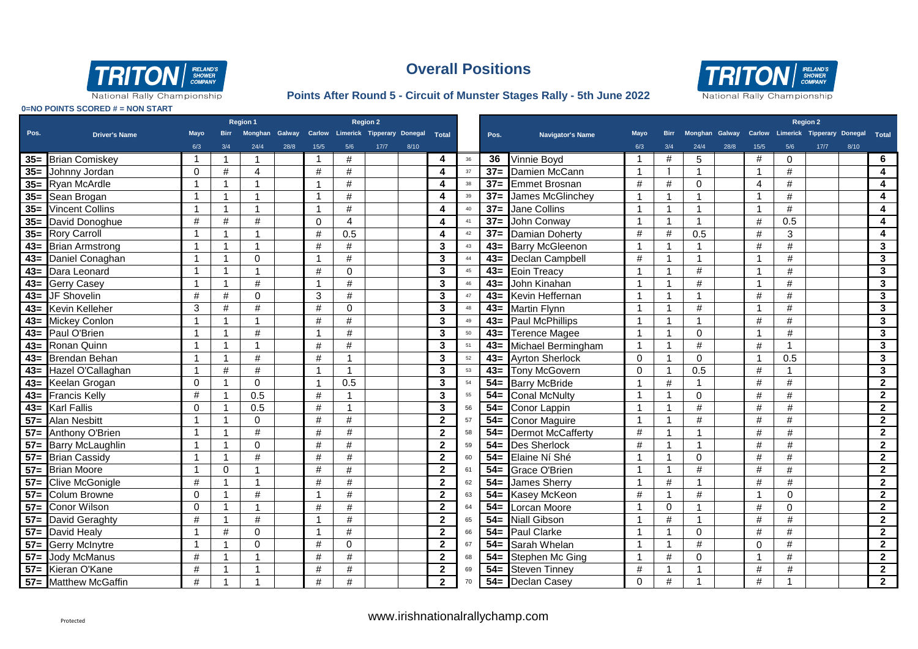# Overall Positions

**Points After Round 5 - Circuit of Munster Stages Rally - 5th June 2022**

**0=NO POINTS SCORED # = NON START**

| Pos. | Driver's Name | Mayo | Birr | Monghan | Galway | Carlow | Limerick | Tipperary | Donegal | Total |
|---|---|---|---|---|---|---|---|---|---|---|
| | | Region 1 | | | | Region 2 | | | | |
| | | 6/3 | 3/4 | 24/4 | 28/8 | 15/5 | 5/6 | 17/7 | 8/10 | |
| 35= | Brian Comiskey | 1 | 1 | 1 | | 1 | # | | | 4 |
| 35= | Johnny Jordan | 0 | # | 4 | | # | # | | | 4 |
| 35= | Ryan McArdle | 1 | 1 | 1 | | 1 | # | | | 4 |
| 35= | Sean Brogan | 1 | 1 | 1 | | 1 | # | | | 4 |
| 35= | Vincent Collins | 1 | 1 | 1 | | 1 | # | | | 4 |
| 35= | David Donoghue | # | # | # | | 0 | 4 | | | 4 |
| 35= | Rory Carroll | 1 | 1 | 1 | | # | 0.5 | | | 4 |
| 43= | Brian Armstrong | 1 | 1 | 1 | | # | # | | | 3 |
| 43= | Daniel Conaghan | 1 | 1 | 0 | | 1 | # | | | 3 |
| 43= | Dara Leonard | 1 | 1 | 1 | | # | 0 | | | 3 |
| 43= | Gerry Casey | 1 | 1 | # | | 1 | # | | | 3 |
| 43= | JF Shovelin | # | # | 0 | | 3 | # | | | 3 |
| 43= | Kevin Kelleher | 3 | # | # | | # | 0 | | | 3 |
| 43= | Mickey Conlon | 1 | 1 | 1 | | # | # | | | 3 |
| 43= | Paul O'Brien | 1 | 1 | # | | 1 | # | | | 3 |
| 43= | Ronan Quinn | 1 | 1 | 1 | | # | # | | | 3 |
| 43= | Brendan Behan | 1 | 1 | # | | # | 1 | | | 3 |
| 43= | Hazel O'Callaghan | 1 | # | # | | 1 | 1 | | | 3 |
| 43= | Keelan Grogan | 0 | 1 | 0 | | 1 | 0.5 | | | 3 |
| 43= | Francis Kelly | # | 1 | 0.5 | | # | 1 | | | 3 |
| 43= | Karl Fallis | 0 | 1 | 0.5 | | # | 1 | | | 3 |
| 57= | Alan Nesbitt | 1 | 1 | 0 | | # | # | | | 2 |
| 57= | Anthony O'Brien | 1 | 1 | # | | # | # | | | 2 |
| 57= | Barry McLaughlin | 1 | 1 | 0 | | # | # | | | 2 |
| 57= | Brian Cassidy | 1 | 1 | # | | # | # | | | 2 |
| 57= | Brian Moore | 1 | 0 | 1 | | # | # | | | 2 |
| 57= | Clive McGonigle | # | 1 | 1 | | # | # | | | 2 |
| 57= | Colum Browne | 0 | 1 | # | | 1 | # | | | 2 |
| 57= | Conor Wilson | 0 | 1 | 1 | | # | # | | | 2 |
| 57= | David Geraghty | # | 1 | # | | 1 | # | | | 2 |
| 57= | David Healy | 1 | # | 0 | | 1 | # | | | 2 |
| 57= | Gerry McInytre | 1 | 1 | 0 | | # | 0 | | | 2 |
| 57= | Jody McManus | # | 1 | 1 | | # | # | | | 2 |
| 57= | Kieran O'Kane | # | 1 | 1 | | # | # | | | 2 |
| 57= | Matthew McGaffin | # | 1 | 1 | | # | # | | | 2 |

| Pos. | Navigator's Name | Mayo | Birr | Monghan | Galway | Carlow | Limerick | Tipperary | Donegal | Total |
|---|---|---|---|---|---|---|---|---|---|---|
| | | | | | | Region 2 | | | | |
| | | 6/3 | 3/4 | 24/4 | 28/8 | 15/5 | 5/6 | 17/7 | 8/10 | |
| 36 | Vinnie Boyd | 1 | # | 5 | | # | 0 | | | 6 |
| 37= | Damien McCann | 1 | 1 | 1 | | 1 | # | | | 4 |
| 37= | Emmet Brosnan | # | # | 0 | | 4 | # | | | 4 |
| 37= | James McGlinchey | 1 | 1 | 1 | | 1 | # | | | 4 |
| 37= | Jane Collins | 1 | 1 | 1 | | 1 | # | | | 4 |
| 37= | John Conway | 1 | 1 | 1 | | # | 0.5 | | | 4 |
| 37= | Damian Doherty | # | # | 0.5 | | # | 3 | | | 4 |
| 43= | Barry McGleenon | 1 | 1 | 1 | | # | # | | | 3 |
| 43= | Declan Campbell | # | 1 | 1 | | 1 | # | | | 3 |
| 43= | Eoin Treacy | 1 | 1 | # | | 1 | # | | | 3 |
| 43= | John Kinahan | 1 | 1 | # | | 1 | # | | | 3 |
| 43= | Kevin Heffernan | 1 | 1 | 1 | | # | # | | | 3 |
| 43= | Martin Flynn | 1 | 1 | # | | 1 | # | | | 3 |
| 43= | Paul McPhillips | 1 | 1 | 1 | | # | # | | | 3 |
| 43= | Terence Magee | 1 | 1 | 0 | | 1 | # | | | 3 |
| 43= | Michael Bermingham | 1 | 1 | # | | # | 1 | | | 3 |
| 43= | Ayrton Sherlock | 0 | 1 | 0 | | 1 | 0.5 | | | 3 |
| 43= | Tony McGovern | 0 | 1 | 0.5 | | # | 1 | | | 3 |
| 54= | Barry McBride | 1 | # | 1 | | # | # | | | 2 |
| 54= | Conal McNulty | 1 | 1 | 0 | | # | # | | | 2 |
| 54= | Conor Lappin | 1 | 1 | # | | # | # | | | 2 |
| 54= | Conor Maguire | 1 | 1 | # | | # | # | | | 2 |
| 54= | Dermot McCafferty | # | 1 | 1 | | # | # | | | 2 |
| 54= | Des Sherlock | # | 1 | 1 | | # | # | | | 2 |
| 54= | Elaine Ní Shé | 1 | 1 | 0 | | # | # | | | 2 |
| 54= | Grace O'Brien | 1 | 1 | # | | # | # | | | 2 |
| 54= | James Sherry | 1 | # | 1 | | # | # | | | 2 |
| 54= | Kasey McKeon | # | 1 | # | | 1 | 0 | | | 2 |
| 54= | Lorcan Moore | 1 | 0 | 1 | | # | 0 | | | 2 |
| 54= | Niall Gibson | 1 | # | 1 | | # | # | | | 2 |
| 54= | Paul Clarke | 1 | 1 | 0 | | # | # | | | 2 |
| 54= | Sarah Whelan | 1 | 1 | # | | 0 | # | | | 2 |
| 54= | Stephen Mc Ging | 1 | # | 0 | | 1 | # | | | 2 |
| 54= | Steven Tinney | # | 1 | 1 | | # | # | | | 2 |
| 54= | Declan Casey | 0 | # | 1 | | # | 1 | | | 2 |

www.irishnationalrallychamp.com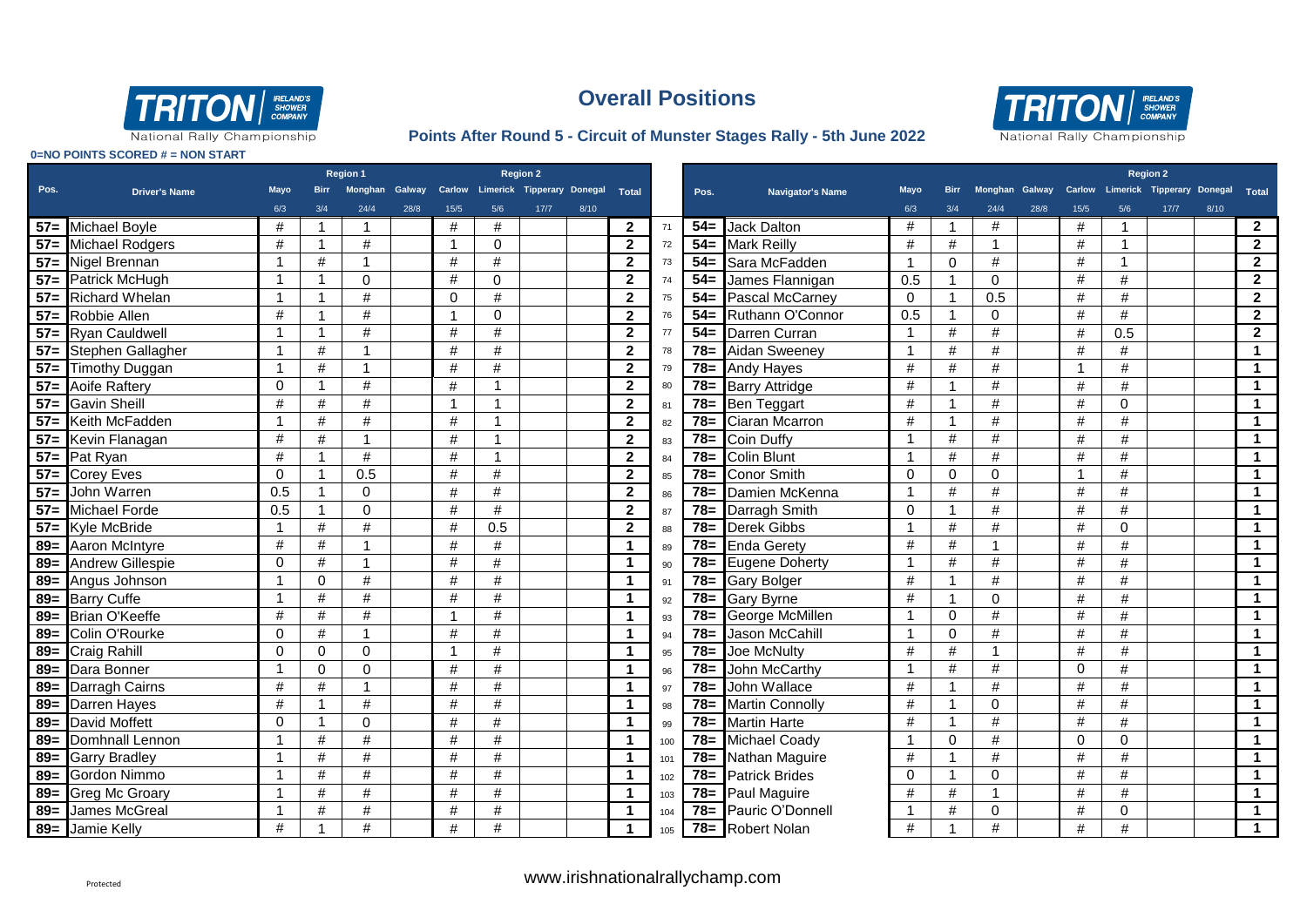# Overall Positions

**Points After Round 5 - Circuit of Munster Stages Rally - 5th June 2022**

National Rally Championship

**0=NO POINTS SCORED # = NON START**

| Pos. | Driver's Name | Mayo | Birr | Monghan | Galway | Carlow | Limerick | Tipperary | Donegal | Total |
|---|---|---|---|---|---|---|---|---|---|---|
| | | Region 1 | | | | Region 2 | | | | |
| | | 6/3 | 3/4 | 24/4 | 28/8 | 15/5 | 5/6 | 17/7 | 8/10 | |
| 57= | Michael Boyle | # | 1 | 1 | | # | # | | | **2** |
| 57= | Michael Rodgers | # | 1 | # | | 1 | 0 | | | **2** |
| 57= | Nigel Brennan | 1 | # | 1 | | # | # | | | **2** |
| 57= | Patrick McHugh | 1 | 1 | 0 | | # | 0 | | | **2** |
| 57= | Richard Whelan | 1 | 1 | # | | 0 | # | | | **2** |
| 57= | Robbie Allen | # | 1 | # | | 1 | 0 | | | **2** |
| 57= | Ryan Cauldwell | 1 | 1 | # | | # | # | | | **2** |
| 57= | Stephen Gallagher | 1 | # | 1 | | # | # | | | **2** |
| 57= | Timothy Duggan | 1 | # | 1 | | # | # | | | **2** |
| 57= | Aoife Raftery | 0 | 1 | # | | # | 1 | | | **2** |
| 57= | Gavin Sheill | # | # | # | | 1 | 1 | | | **2** |
| 57= | Keith McFadden | 1 | # | # | | # | 1 | | | **2** |
| 57= | Kevin Flanagan | # | # | 1 | | # | 1 | | | **2** |
| 57= | Pat Ryan | # | 1 | # | | # | 1 | | | **2** |
| 57= | Corey Eves | 0 | 1 | 0.5 | | # | # | | | **2** |
| 57= | John Warren | 0.5 | 1 | 0 | | # | # | | | **2** |
| 57= | Michael Forde | 0.5 | 1 | 0 | | # | # | | | **2** |
| 57= | Kyle McBride | 1 | # | # | | # | 0.5 | | | **2** |
| 89= | Aaron McIntyre | # | # | 1 | | # | # | | | **1** |
| 89= | Andrew Gillespie | 0 | # | 1 | | # | # | | | **1** |
| 89= | Angus Johnson | 1 | 0 | # | | # | # | | | **1** |
| 89= | Barry Cuffe | 1 | # | # | | # | # | | | **1** |
| 89= | Brian O'Keeffe | # | # | # | | 1 | # | | | **1** |
| 89= | Colin O'Rourke | 0 | # | 1 | | # | # | | | **1** |
| 89= | Craig Rahill | 0 | 0 | 0 | | 1 | # | | | **1** |
| 89= | Dara Bonner | 1 | 0 | 0 | | # | # | | | **1** |
| 89= | Darragh Cairns | # | # | 1 | | # | # | | | **1** |
| 89= | Darren Hayes | # | 1 | # | | # | # | | | **1** |
| 89= | David Moffett | 0 | 1 | 0 | | # | # | | | **1** |
| 89= | Domhnall Lennon | 1 | # | # | | # | # | | | **1** |
| 89= | Garry Bradley | 1 | # | # | | # | # | | | **1** |
| 89= | Gordon Nimmo | 1 | # | # | | # | # | | | **1** |
| 89= | Greg Mc Groary | 1 | # | # | | # | # | | | **1** |
| 89= | James McGreal | 1 | # | # | | # | # | | | **1** |
| 89= | Jamie Kelly | # | 1 | # | | # | # | | | **1** |

| | Pos. | Navigator's Name | Mayo | Birr | Monghan | Galway | Carlow | Limerick | Tipperary | Donegal | Total |
|---|---|---|---|---|---|---|---|---|---|---|---|
| | | | | | | | Region 2 | | | | |
| | | | 6/3 | 3/4 | 24/4 | 28/8 | 15/5 | 5/6 | 17/7 | 8/10 | |
| 71 | 54= | Jack Dalton | # | 1 | # | | # | 1 | | | **2** |
| 72 | 54= | Mark Reilly | # | # | 1 | | # | 1 | | | **2** |
| 73 | 54= | Sara McFadden | 1 | 0 | # | | # | 1 | | | **2** |
| 74 | 54= | James Flannigan | 0.5 | 1 | 0 | | # | # | | | **2** |
| 75 | 54= | Pascal McCarney | 0 | 1 | 0.5 | | # | # | | | **2** |
| 76 | 54= | Ruthann O'Connor | 0.5 | 1 | 0 | | # | # | | | **2** |
| 77 | 54= | Darren Curran | 1 | # | # | | # | 0.5 | | | **2** |
| 78 | 78= | Aidan Sweeney | 1 | # | # | | # | # | | | **1** |
| 79 | 78= | Andy Hayes | # | # | # | | 1 | # | | | **1** |
| 80 | 78= | Barry Attridge | # | 1 | # | | # | # | | | **1** |
| 81 | 78= | Ben Teggart | # | 1 | # | | # | 0 | | | **1** |
| 82 | 78= | Ciaran Mcarron | # | 1 | # | | # | # | | | **1** |
| 83 | 78= | Coin Duffy | 1 | # | # | | # | # | | | **1** |
| 84 | 78= | Colin Blunt | 1 | # | # | | # | # | | | **1** |
| 85 | 78= | Conor Smith | 0 | 0 | 0 | | 1 | # | | | **1** |
| 86 | 78= | Damien McKenna | 1 | # | # | | # | # | | | **1** |
| 87 | 78= | Darragh Smith | 0 | 1 | # | | # | # | | | **1** |
| 88 | 78= | Derek Gibbs | 1 | # | # | | # | 0 | | | **1** |
| 89 | 78= | Enda Gerety | # | # | 1 | | # | # | | | **1** |
| 90 | 78= | Eugene Doherty | 1 | # | # | | # | # | | | **1** |
| 91 | 78= | Gary Bolger | # | 1 | # | | # | # | | | **1** |
| 92 | 78= | Gary Byrne | # | 1 | 0 | | # | # | | | **1** |
| 93 | 78= | George McMillen | 1 | 0 | # | | # | # | | | **1** |
| 94 | 78= | Jason McCahill | 1 | 0 | # | | # | # | | | **1** |
| 95 | 78= | Joe McNulty | # | # | 1 | | # | # | | | **1** |
| 96 | 78= | John McCarthy | 1 | # | # | | 0 | # | | | **1** |
| 97 | 78= | John Wallace | # | 1 | # | | # | # | | | **1** |
| 98 | 78= | Martin Connolly | # | 1 | 0 | | # | # | | | **1** |
| 99 | 78= | Martin Harte | # | 1 | # | | # | # | | | **1** |
| 100 | 78= | Michael Coady | 1 | 0 | # | | 0 | 0 | | | **1** |
| 101 | 78= | Nathan Maguire | # | 1 | # | | # | # | | | **1** |
| 102 | 78= | Patrick Brides | 0 | 1 | 0 | | # | # | | | **1** |
| 103 | 78= | Paul Maguire | # | # | 1 | | # | # | | | **1** |
| 104 | 78= | Pauric O'Donnell | 1 | # | 0 | | # | 0 | | | **1** |
| 105 | 78= | Robert Nolan | # | 1 | # | | # | # | | | **1** |

Protected

www.irishnationalrallychamp.com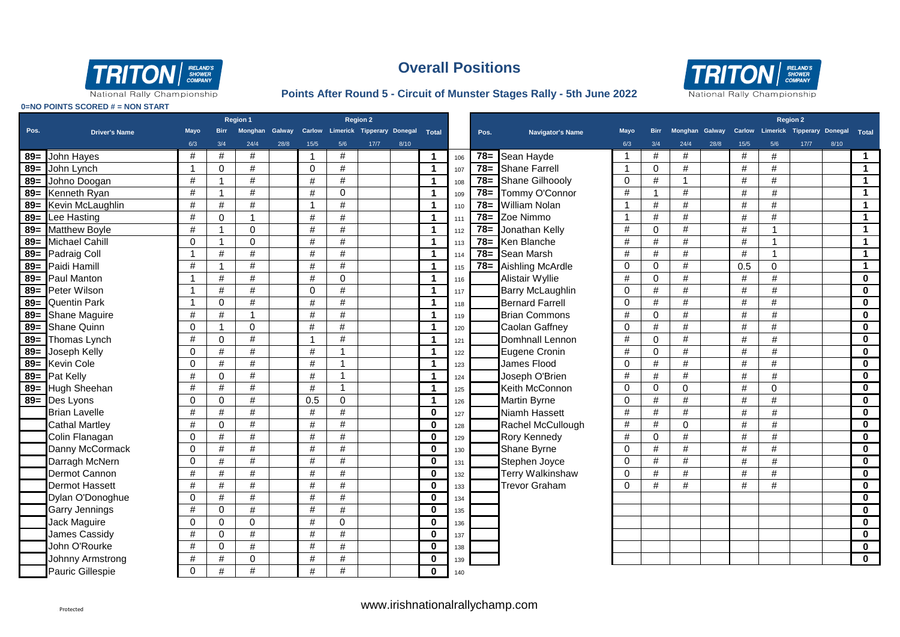# Overall Positions

## Points After Round 5 - Circuit of Munster Stages Rally - 5th June 2022

TRITON IRELAND'S SHOWER COMPANY National Rally Championship

**0=NO POINTS SCORED # = NON START**

| Pos. | Driver's Name | Mayo | Birr | Monghan | Galway | Carlow | Limerick | Tipperary | Donegal | Total |
|---|---|---|---|---|---|---|---|---|---|---|
| | | Region 1 | | | | Region 2 | | | | |
| | | 6/3 | 3/4 | 24/4 | 28/8 | 15/5 | 5/6 | 17/7 | 8/10 | |
| 89= | John Hayes | # | # | # | | 1 | # | | | 1 |
| 89= | John Lynch | 1 | 0 | # | | 0 | # | | | 1 |
| 89= | Johno Doogan | # | 1 | # | | # | # | | | 1 |
| 89= | Kenneth Ryan | # | 1 | # | | # | 0 | | | 1 |
| 89= | Kevin McLaughlin | # | # | # | | 1 | # | | | 1 |
| 89= | Lee Hasting | # | 0 | 1 | | # | # | | | 1 |
| 89= | Matthew Boyle | # | 1 | 0 | | # | # | | | 1 |
| 89= | Michael Cahill | 0 | 1 | 0 | | # | # | | | 1 |
| 89= | Padraig Coll | 1 | # | # | | # | # | | | 1 |
| 89= | Paidi Hamill | # | 1 | # | | # | # | | | 1 |
| 89= | Paul Manton | 1 | # | # | | # | 0 | | | 1 |
| 89= | Peter Wilson | 1 | # | # | | 0 | # | | | 1 |
| 89= | Quentin Park | 1 | 0 | # | | # | # | | | 1 |
| 89= | Shane Maguire | # | # | 1 | | # | # | | | 1 |
| 89= | Shane Quinn | 0 | 1 | 0 | | # | # | | | 1 |
| 89= | Thomas Lynch | # | 0 | # | | 1 | # | | | 1 |
| 89= | Joseph Kelly | 0 | # | # | | # | 1 | | | 1 |
| 89= | Kevin Cole | 0 | # | # | | # | 1 | | | 1 |
| 89= | Pat Kelly | # | 0 | # | | # | 1 | | | 1 |
| 89= | Hugh Sheehan | # | # | # | | # | 1 | | | 1 |
| 89= | Des Lyons | 0 | 0 | # | | 0.5 | 0 | | | 1 |
| | Brian Lavelle | # | # | # | | # | # | | | 0 |
| | Cathal Martley | # | 0 | # | | # | # | | | 0 |
| | Colin Flanagan | 0 | # | # | | # | # | | | 0 |
| | Danny McCormack | 0 | # | # | | # | # | | | 0 |
| | Darragh McNern | 0 | # | # | | # | # | | | 0 |
| | Dermot Cannon | # | # | # | | # | # | | | 0 |
| | Dermot Hassett | # | # | # | | # | # | | | 0 |
| | Dylan O'Donoghue | 0 | # | # | | # | # | | | 0 |
| | Garry Jennings | # | 0 | # | | # | # | | | 0 |
| | Jack Maguire | 0 | 0 | 0 | | # | 0 | | | 0 |
| | James Cassidy | # | 0 | # | | # | # | | | 0 |
| | John O'Rourke | # | 0 | # | | # | # | | | 0 |
| | Johnny Armstrong | # | # | 0 | | # | # | | | 0 |
| | Pauric Gillespie | 0 | # | # | | # | # | | | 0 |

| | Pos. | Navigator's Name | Mayo | Birr | Monghan | Galway | Carlow | Limerick | Tipperary | Donegal | Total |
|---|---|---|---|---|---|---|---|---|---|---|---|
| | | | | | | | Region 2 | | | | |
| | | | 6/3 | 3/4 | 24/4 | 28/8 | 15/5 | 5/6 | 17/7 | 8/10 | |
| 106 | 78= | Sean Hayde | 1 | # | # | | # | # | | | 1 |
| 107 | 78= | Shane Farrell | 1 | 0 | # | | # | # | | | 1 |
| 108 | 78= | Shane Gilhoooly | 0 | # | 1 | | # | # | | | 1 |
| 109 | 78= | Tommy O'Connor | # | 1 | # | | # | # | | | 1 |
| 110 | 78= | William Nolan | 1 | # | # | | # | # | | | 1 |
| 111 | 78= | Zoe Nimmo | 1 | # | # | | # | # | | | 1 |
| 112 | 78= | Jonathan Kelly | # | 0 | # | | # | 1 | | | 1 |
| 113 | 78= | Ken Blanche | # | # | # | | # | 1 | | | 1 |
| 114 | 78= | Sean Marsh | # | # | # | | # | 1 | | | 1 |
| 115 | 78= | Aishling McArdle | 0 | 0 | # | | 0.5 | 0 | | | 1 |
| 116 | | Alistair Wyllie | # | 0 | # | | # | # | | | 0 |
| 117 | | Barry McLaughlin | 0 | # | # | | # | # | | | 0 |
| 118 | | Bernard Farrell | 0 | # | # | | # | # | | | 0 |
| 119 | | Brian Commons | # | 0 | # | | # | # | | | 0 |
| 120 | | Caolan Gaffney | 0 | # | # | | # | # | | | 0 |
| 121 | | Domhnall Lennon | # | 0 | # | | # | # | | | 0 |
| 122 | | Eugene Cronin | # | 0 | # | | # | # | | | 0 |
| 123 | | James Flood | 0 | # | # | | # | # | | | 0 |
| 124 | | Joseph O'Brien | # | # | # | | # | # | | | 0 |
| 125 | | Keith McConnon | 0 | 0 | 0 | | # | 0 | | | 0 |
| 126 | | Martin Byrne | 0 | # | # | | # | # | | | 0 |
| 127 | | Niamh Hassett | # | # | # | | # | # | | | 0 |
| 128 | | Rachel McCullough | # | # | 0 | | # | # | | | 0 |
| 129 | | Rory Kennedy | # | 0 | # | | # | # | | | 0 |
| 130 | | Shane Byrne | 0 | # | # | | # | # | | | 0 |
| 131 | | Stephen Joyce | 0 | # | # | | # | # | | | 0 |
| 132 | | Terry Walkinshaw | 0 | # | # | | # | # | | | 0 |
| 133 | | Trevor Graham | 0 | # | # | | # | # | | | 0 |
| 134 | | | | | | | | | | | 0 |
| 135 | | | | | | | | | | | 0 |
| 136 | | | | | | | | | | | 0 |
| 137 | | | | | | | | | | | 0 |
| 138 | | | | | | | | | | | 0 |
| 139 | | | | | | | | | | | 0 |
| 140 | | | | | | | | | | | |

www.irishnationalrallychamp.com

Protected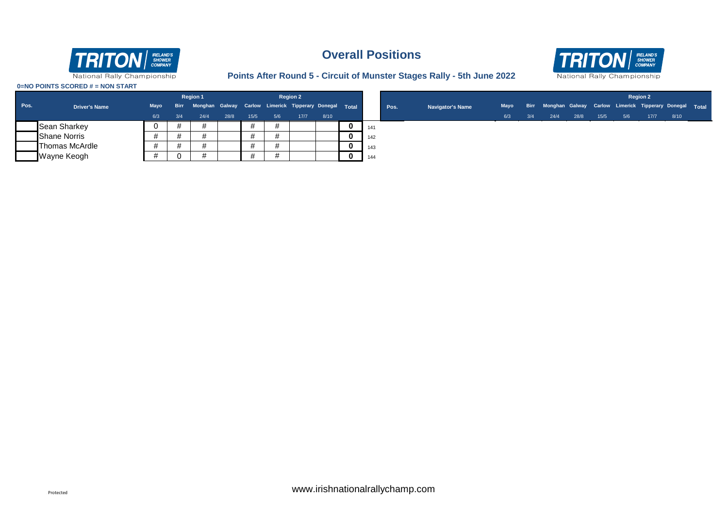# Overall Positions

**Points After Round 5 - Circuit of Munster Stages Rally - 5th June 2022**

**0=NO POINTS SCORED # = NON START**

| Pos. | Driver's Name | Mayo | Birr | Monghan | Galway | Carlow | Limerick | Tipperary | Donegal | Total | |
|---|---|---|---|---|---|---|---|---|---|---|---|
| | | Region 1 | | | | Region 2 | | | | | |
| | | 6/3 | 3/4 | 24/4 | 28/8 | 15/5 | 5/6 | 17/7 | 8/10 | | |
| | Sean Sharkey | 0 | # | # | | # | # | | | **0** | 141 |
| | Shane Norris | # | # | # | | # | # | | | **0** | 142 |
| | Thomas McArdle | # | # | # | | # | # | | | **0** | 143 |
| | Wayne Keogh | # | 0 | # | | # | # | | | **0** | 144 |

| Pos. | Navigator's Name | Mayo | Birr | Monghan | Galway | Carlow | Limerick | Tipperary | Donegal | Total |
|---|---|---|---|---|---|---|---|---|---|---|
| | | | | | | Region 2 | | | | |
| | | 6/3 | 3/4 | 24/4 | 28/8 | 15/5 | 5/6 | 17/7 | 8/10 | |

Protected

www.irishnationalrallychamp.com